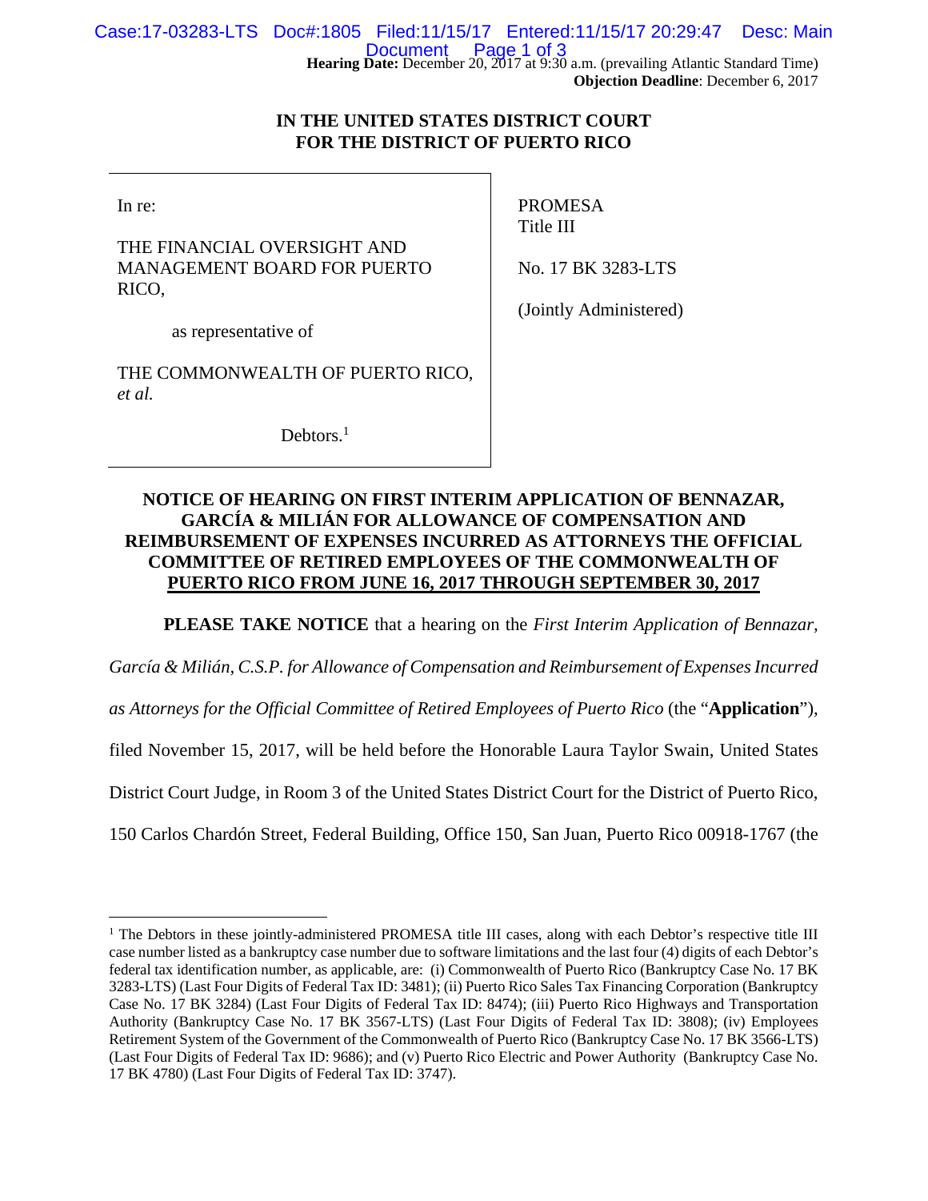**Hearing Date:** December 20, 2017 at 9:30 a.m. (prevailing Atlantic Standard Time)
**Objection Deadline**: December 6, 2017

**IN THE UNITED STATES DISTRICT COURT FOR THE DISTRICT OF PUERTO RICO**

| | |
|---|---|
| In re:<br><br>THE FINANCIAL OVERSIGHT AND MANAGEMENT BOARD FOR PUERTO RICO,<br><br>as representative of<br><br>THE COMMONWEALTH OF PUERTO RICO, *et al.*<br><br>Debtors.[1] | PROMESA<br>Title III<br><br>No. 17 BK 3283-LTS<br><br>(Jointly Administered) |

**NOTICE OF HEARING ON FIRST INTERIM APPLICATION OF BENNAZAR, GARCÍA & MILIÁN FOR ALLOWANCE OF COMPENSATION AND REIMBURSEMENT OF EXPENSES INCURRED AS ATTORNEYS THE OFFICIAL COMMITTEE OF RETIRED EMPLOYEES OF THE COMMONWEALTH OF PUERTO RICO FROM JUNE 16, 2017 THROUGH SEPTEMBER 30, 2017**

**PLEASE TAKE NOTICE** that a hearing on the *First Interim Application of Bennazar, García & Milián, C.S.P. for Allowance of Compensation and Reimbursement of Expenses Incurred as Attorneys for the Official Committee of Retired Employees of Puerto Rico* (the "**Application**"), filed November 15, 2017, will be held before the Honorable Laura Taylor Swain, United States District Court Judge, in Room 3 of the United States District Court for the District of Puerto Rico, 150 Carlos Chardón Street, Federal Building, Office 150, San Juan, Puerto Rico 00918-1767 (the

[1] The Debtors in these jointly-administered PROMESA title III cases, along with each Debtor's respective title III case number listed as a bankruptcy case number due to software limitations and the last four (4) digits of each Debtor's federal tax identification number, as applicable, are: (i) Commonwealth of Puerto Rico (Bankruptcy Case No. 17 BK 3283-LTS) (Last Four Digits of Federal Tax ID: 3481); (ii) Puerto Rico Sales Tax Financing Corporation (Bankruptcy Case No. 17 BK 3284) (Last Four Digits of Federal Tax ID: 8474); (iii) Puerto Rico Highways and Transportation Authority (Bankruptcy Case No. 17 BK 3567-LTS) (Last Four Digits of Federal Tax ID: 3808); (iv) Employees Retirement System of the Government of the Commonwealth of Puerto Rico (Bankruptcy Case No. 17 BK 3566-LTS) (Last Four Digits of Federal Tax ID: 9686); and (v) Puerto Rico Electric and Power Authority (Bankruptcy Case No. 17 BK 4780) (Last Four Digits of Federal Tax ID: 3747).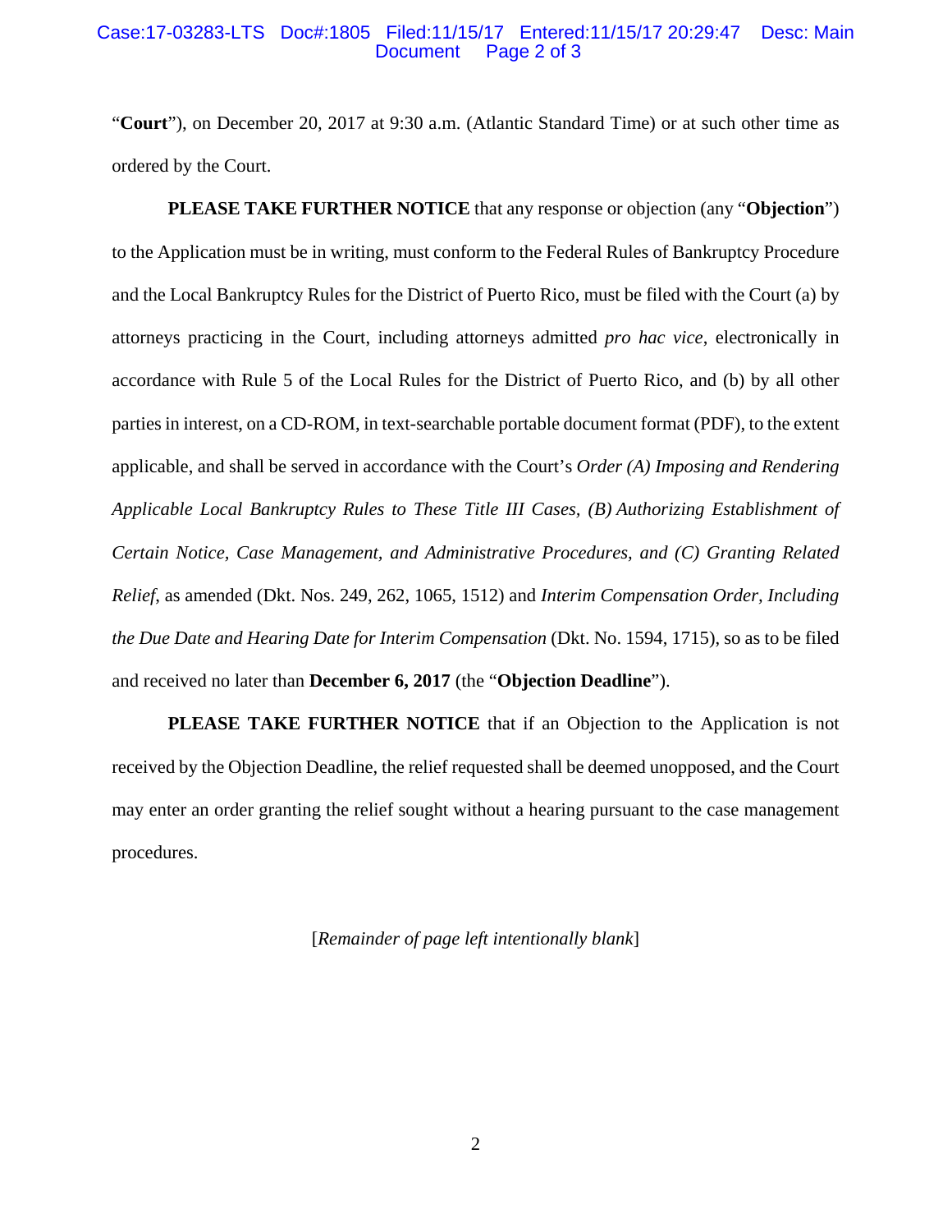"**Court**"), on December 20, 2017 at 9:30 a.m. (Atlantic Standard Time) or at such other time as ordered by the Court.

**PLEASE TAKE FURTHER NOTICE** that any response or objection (any "**Objection**") to the Application must be in writing, must conform to the Federal Rules of Bankruptcy Procedure and the Local Bankruptcy Rules for the District of Puerto Rico, must be filed with the Court (a) by attorneys practicing in the Court, including attorneys admitted *pro hac vice*, electronically in accordance with Rule 5 of the Local Rules for the District of Puerto Rico, and (b) by all other parties in interest, on a CD-ROM, in text-searchable portable document format (PDF), to the extent applicable, and shall be served in accordance with the Court's *Order (A) Imposing and Rendering Applicable Local Bankruptcy Rules to These Title III Cases, (B) Authorizing Establishment of Certain Notice, Case Management, and Administrative Procedures, and (C) Granting Related Relief*, as amended (Dkt. Nos. 249, 262, 1065, 1512) and *Interim Compensation Order, Including the Due Date and Hearing Date for Interim Compensation* (Dkt. No. 1594, 1715), so as to be filed and received no later than **December 6, 2017** (the "**Objection Deadline**").

**PLEASE TAKE FURTHER NOTICE** that if an Objection to the Application is not received by the Objection Deadline, the relief requested shall be deemed unopposed, and the Court may enter an order granting the relief sought without a hearing pursuant to the case management procedures.

[*Remainder of page left intentionally blank*]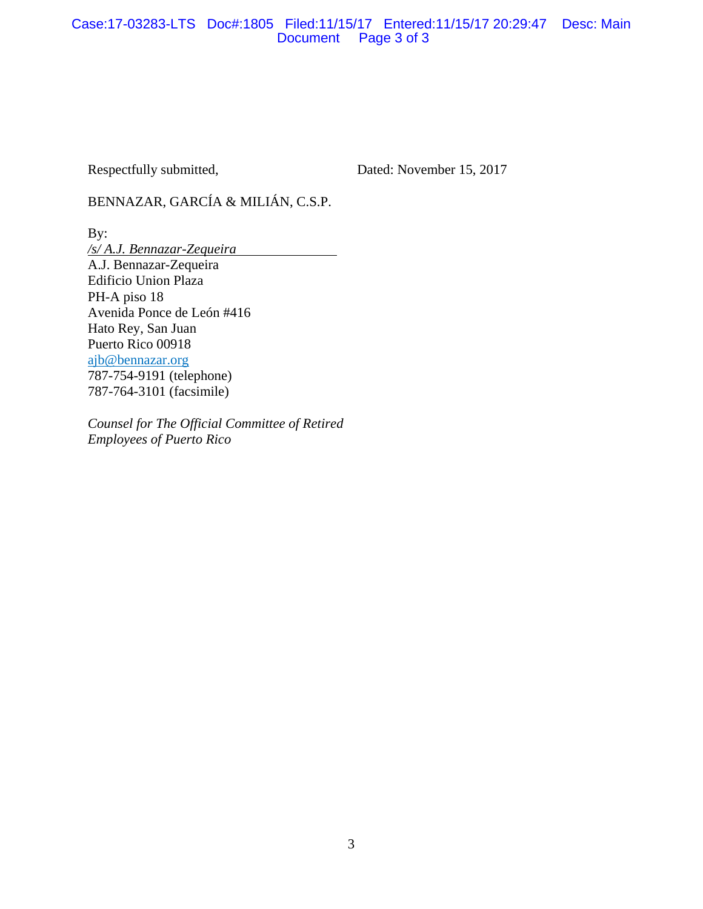Respectfully submitted,

Dated: November 15, 2017

BENNAZAR, GARCÍA & MILIÁN, C.S.P.

By:
*/s/ A.J. Bennazar-Zequeira*
A.J. Bennazar-Zequeira
Edificio Union Plaza
PH-A piso 18
Avenida Ponce de León #416
Hato Rey, San Juan
Puerto Rico 00918
ajb@bennazar.org
787-754-9191 (telephone)
787-764-3101 (facsimile)

*Counsel for The Official Committee of Retired Employees of Puerto Rico*